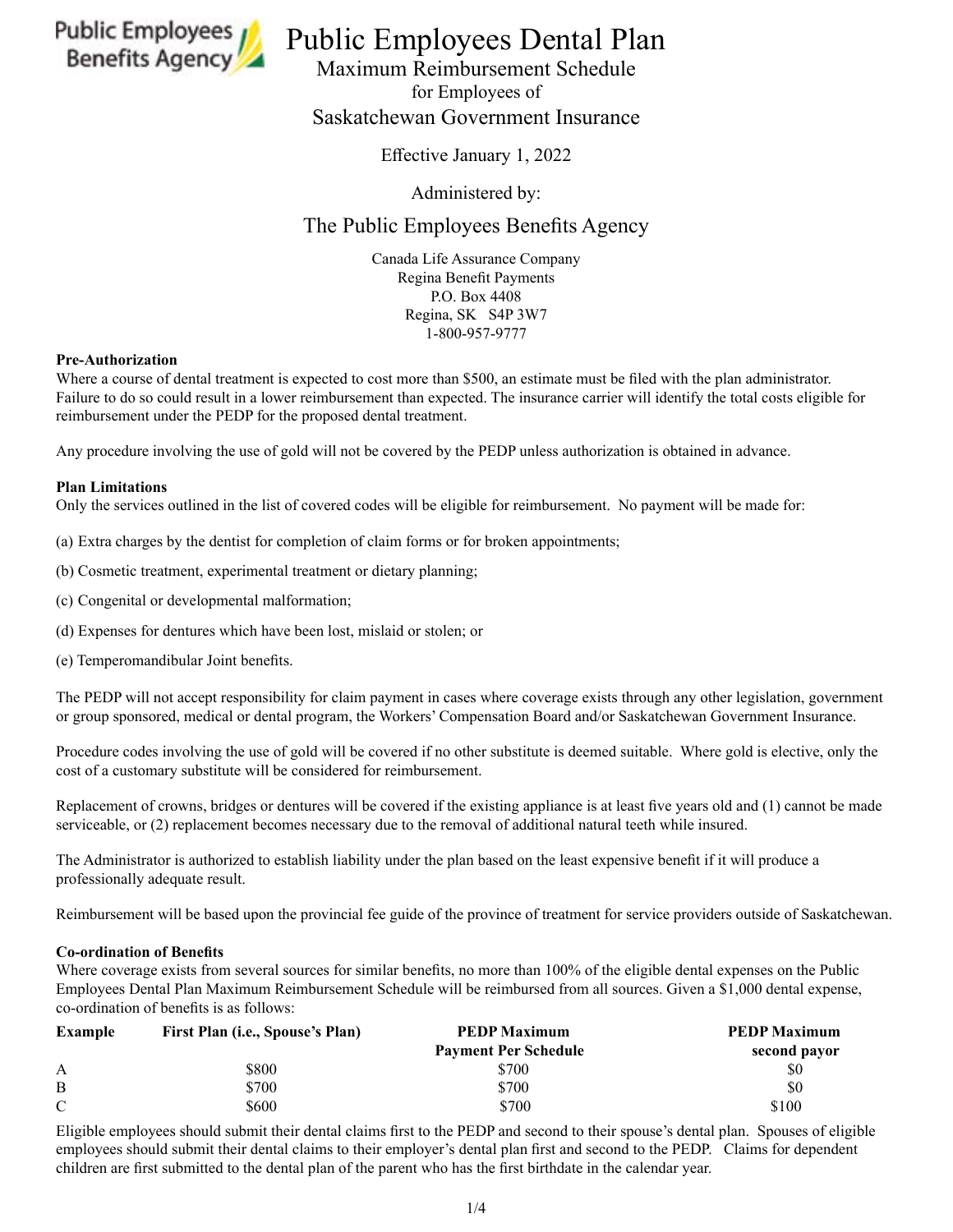# Public Employees Dental Plan

## Maximum Reimbursement Schedule

for Employees of

## Saskatchewan Government Insurance

Effective January 1, 2022

Administered by:

## The Public Employees Benefits Agency

Canada Life Assurance Company
Regina Benefit Payments
P.O. Box 4408
Regina, SK S4P 3W7
1-800-957-9777

**Pre-Authorization**

Where a course of dental treatment is expected to cost more than $500, an estimate must be filed with the plan administrator. Failure to do so could result in a lower reimbursement than expected. The insurance carrier will identify the total costs eligible for reimbursement under the PEDP for the proposed dental treatment.

Any procedure involving the use of gold will not be covered by the PEDP unless authorization is obtained in advance.

**Plan Limitations**

Only the services outlined in the list of covered codes will be eligible for reimbursement. No payment will be made for:

(a) Extra charges by the dentist for completion of claim forms or for broken appointments;

(b) Cosmetic treatment, experimental treatment or dietary planning;

(c) Congenital or developmental malformation;

(d) Expenses for dentures which have been lost, mislaid or stolen; or

(e) Temperomandibular Joint benefits.

The PEDP will not accept responsibility for claim payment in cases where coverage exists through any other legislation, government or group sponsored, medical or dental program, the Workers' Compensation Board and/or Saskatchewan Government Insurance.

Procedure codes involving the use of gold will be covered if no other substitute is deemed suitable. Where gold is elective, only the cost of a customary substitute will be considered for reimbursement.

Replacement of crowns, bridges or dentures will be covered if the existing appliance is at least five years old and (1) cannot be made serviceable, or (2) replacement becomes necessary due to the removal of additional natural teeth while insured.

The Administrator is authorized to establish liability under the plan based on the least expensive benefit if it will produce a professionally adequate result.

Reimbursement will be based upon the provincial fee guide of the province of treatment for service providers outside of Saskatchewan.

**Co-ordination of Benefits**

Where coverage exists from several sources for similar benefits, no more than 100% of the eligible dental expenses on the Public Employees Dental Plan Maximum Reimbursement Schedule will be reimbursed from all sources. Given a $1,000 dental expense, co-ordination of benefits is as follows:

| Example | First Plan (i.e., Spouse's Plan) | PEDP Maximum Payment Per Schedule | PEDP Maximum second payor |
|---|---|---|---|
| A | $800 | $700 | $0 |
| B | $700 | $700 | $0 |
| C | $600 | $700 | $100 |

Eligible employees should submit their dental claims first to the PEDP and second to their spouse's dental plan. Spouses of eligible employees should submit their dental claims to their employer's dental plan first and second to the PEDP. Claims for dependent children are first submitted to the dental plan of the parent who has the first birthdate in the calendar year.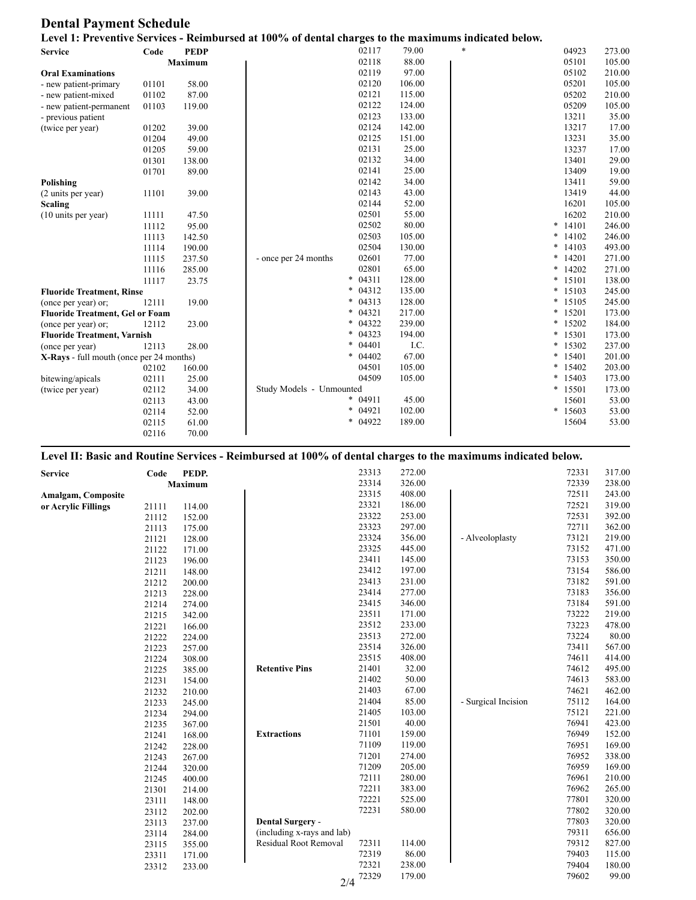# Dental Payment Schedule

## Level 1: Preventive Services - Reimbursed at 100% of dental charges to the maximums indicated below.

| Service | Code | PEDP Maximum |
|---|---|---|
| **Oral Examinations** | | |
| - new patient-primary | 01101 | 58.00 |
| - new patient-mixed | 01102 | 87.00 |
| - new patient-permanent | 01103 | 119.00 |
| - previous patient | | |
| (twice per year) | 01202 | 39.00 |
| | 01204 | 49.00 |
| | 01205 | 59.00 |
| | 01301 | 138.00 |
| | 01701 | 89.00 |
| **Polishing** | | |
| (2 units per year) | 11101 | 39.00 |
| **Scaling** | | |
| (10 units per year) | 11111 | 47.50 |
| | 11112 | 95.00 |
| | 11113 | 142.50 |
| | 11114 | 190.00 |
| | 11115 | 237.50 |
| | 11116 | 285.00 |
| | 11117 | 23.75 |
| **Fluoride Treatment, Rinse** | | |
| (once per year) or; | 12111 | 19.00 |
| **Fluoride Treatment, Gel or Foam** | | |
| (once per year) or; | 12112 | 23.00 |
| **Fluoride Treatment, Varnish** | | |
| (once per year) | 12113 | 28.00 |
| **X-Rays** - full mouth (once per 24 months) | | |
| | 02102 | 160.00 |
| bitewing/apicals | 02111 | 25.00 |
| (twice per year) | 02112 | 34.00 |
| | 02113 | 43.00 |
| | 02114 | 52.00 |
| | 02115 | 61.00 |
| | 02116 | 70.00 |
| | 02117 | 79.00 |
| | 02118 | 88.00 |
| | 02119 | 97.00 |
| | 02120 | 106.00 |
| | 02121 | 115.00 |
| | 02122 | 124.00 |
| | 02123 | 133.00 |
| | 02124 | 142.00 |
| | 02125 | 151.00 |
| | 02131 | 25.00 |
| | 02132 | 34.00 |
| | 02141 | 25.00 |
| | 02142 | 34.00 |
| | 02143 | 43.00 |
| | 02144 | 52.00 |
| | 02501 | 55.00 |
| | 02502 | 80.00 |
| | 02503 | 105.00 |
| | 02504 | 130.00 |
| - once per 24 months | 02601 | 77.00 |
| | 02801 | 65.00 |
| | * 04311 | 128.00 |
| | * 04312 | 135.00 |
| | * 04313 | 128.00 |
| | * 04321 | 217.00 |
| | * 04322 | 239.00 |
| | * 04323 | 194.00 |
| | * 04401 | I.C. |
| | * 04402 | 67.00 |
| | 04501 | 105.00 |
| | 04509 | 105.00 |
| Study Models - Unmounted | | |
| | * 04911 | 45.00 |
| | * 04921 | 102.00 |
| | * 04922 | 189.00 |
| * | 04923 | 273.00 |
| | 05101 | 105.00 |
| | 05102 | 210.00 |
| | 05201 | 105.00 |
| | 05202 | 210.00 |
| | 05209 | 105.00 |
| | 13211 | 35.00 |
| | 13217 | 17.00 |
| | 13231 | 35.00 |
| | 13237 | 17.00 |
| | 13401 | 29.00 |
| | 13409 | 19.00 |
| | 13411 | 59.00 |
| | 13419 | 44.00 |
| | 16201 | 105.00 |
| | 16202 | 210.00 |
| | * 14101 | 246.00 |
| | * 14102 | 246.00 |
| | * 14103 | 493.00 |
| | * 14201 | 271.00 |
| | * 14202 | 271.00 |
| | * 15101 | 138.00 |
| | * 15103 | 245.00 |
| | * 15105 | 245.00 |
| | * 15201 | 173.00 |
| | * 15202 | 184.00 |
| | * 15301 | 173.00 |
| | * 15302 | 237.00 |
| | * 15401 | 201.00 |
| | * 15402 | 203.00 |
| | * 15403 | 173.00 |
| | * 15501 | 173.00 |
| | 15601 | 53.00 |
| | * 15603 | 53.00 |
| | 15604 | 53.00 |

## Level II: Basic and Routine Services - Reimbursed at 100% of dental charges to the maximums indicated below.

| Service | Code | PEDP. Maximum |
|---|---|---|
| **Amalgam, Composite or Acrylic Fillings** | 21111 | 114.00 |
| | 21112 | 152.00 |
| | 21113 | 175.00 |
| | 21121 | 128.00 |
| | 21122 | 171.00 |
| | 21123 | 196.00 |
| | 21211 | 148.00 |
| | 21212 | 200.00 |
| | 21213 | 228.00 |
| | 21214 | 274.00 |
| | 21215 | 342.00 |
| | 21221 | 166.00 |
| | 21222 | 224.00 |
| | 21223 | 257.00 |
| | 21224 | 308.00 |
| | 21225 | 385.00 |
| | 21231 | 154.00 |
| | 21232 | 210.00 |
| | 21233 | 245.00 |
| | 21234 | 294.00 |
| | 21235 | 367.00 |
| | 21241 | 168.00 |
| | 21242 | 228.00 |
| | 21243 | 267.00 |
| | 21244 | 320.00 |
| | 21245 | 400.00 |
| | 21301 | 214.00 |
| | 23111 | 148.00 |
| | 23112 | 202.00 |
| | 23113 | 237.00 |
| | 23114 | 284.00 |
| | 23115 | 355.00 |
| | 23311 | 171.00 |
| | 23312 | 233.00 |
| | 23313 | 272.00 |
| | 23314 | 326.00 |
| | 23315 | 408.00 |
| | 23321 | 186.00 |
| | 23322 | 253.00 |
| | 23323 | 297.00 |
| | 23324 | 356.00 |
| | 23325 | 445.00 |
| | 23411 | 145.00 |
| | 23412 | 197.00 |
| | 23413 | 231.00 |
| | 23414 | 277.00 |
| | 23415 | 346.00 |
| | 23511 | 171.00 |
| | 23512 | 233.00 |
| | 23513 | 272.00 |
| | 23514 | 326.00 |
| | 23515 | 408.00 |
| **Retentive Pins** | 21401 | 32.00 |
| | 21402 | 50.00 |
| | 21403 | 67.00 |
| | 21404 | 85.00 |
| | 21405 | 103.00 |
| | 21501 | 40.00 |
| **Extractions** | 71101 | 159.00 |
| | 71109 | 119.00 |
| | 71201 | 274.00 |
| | 71209 | 205.00 |
| | 72111 | 280.00 |
| | 72211 | 383.00 |
| | 72221 | 525.00 |
| | 72231 | 580.00 |
| **Dental Surgery** - (including x-rays and lab) | | |
| Residual Root Removal | 72311 | 114.00 |
| | 72319 | 86.00 |
| | 72321 | 238.00 |
| | 72329 | 179.00 |
| | 72331 | 317.00 |
| | 72339 | 238.00 |
| | 72511 | 243.00 |
| | 72521 | 319.00 |
| | 72531 | 392.00 |
| | 72711 | 362.00 |
| - Alveoloplasty | 73121 | 219.00 |
| | 73152 | 471.00 |
| | 73153 | 350.00 |
| | 73154 | 586.00 |
| | 73182 | 591.00 |
| | 73183 | 356.00 |
| | 73184 | 591.00 |
| | 73222 | 219.00 |
| | 73223 | 478.00 |
| | 73224 | 80.00 |
| | 73411 | 567.00 |
| | 74611 | 414.00 |
| | 74612 | 495.00 |
| | 74613 | 583.00 |
| | 74621 | 462.00 |
| - Surgical Incision | 75112 | 164.00 |
| | 75121 | 221.00 |
| | 76941 | 423.00 |
| | 76949 | 152.00 |
| | 76951 | 169.00 |
| | 76952 | 338.00 |
| | 76959 | 169.00 |
| | 76961 | 210.00 |
| | 76962 | 265.00 |
| | 77801 | 320.00 |
| | 77802 | 320.00 |
| | 77803 | 320.00 |
| | 79311 | 656.00 |
| | 79312 | 827.00 |
| | 79403 | 115.00 |
| | 79404 | 180.00 |
| | 79602 | 99.00 |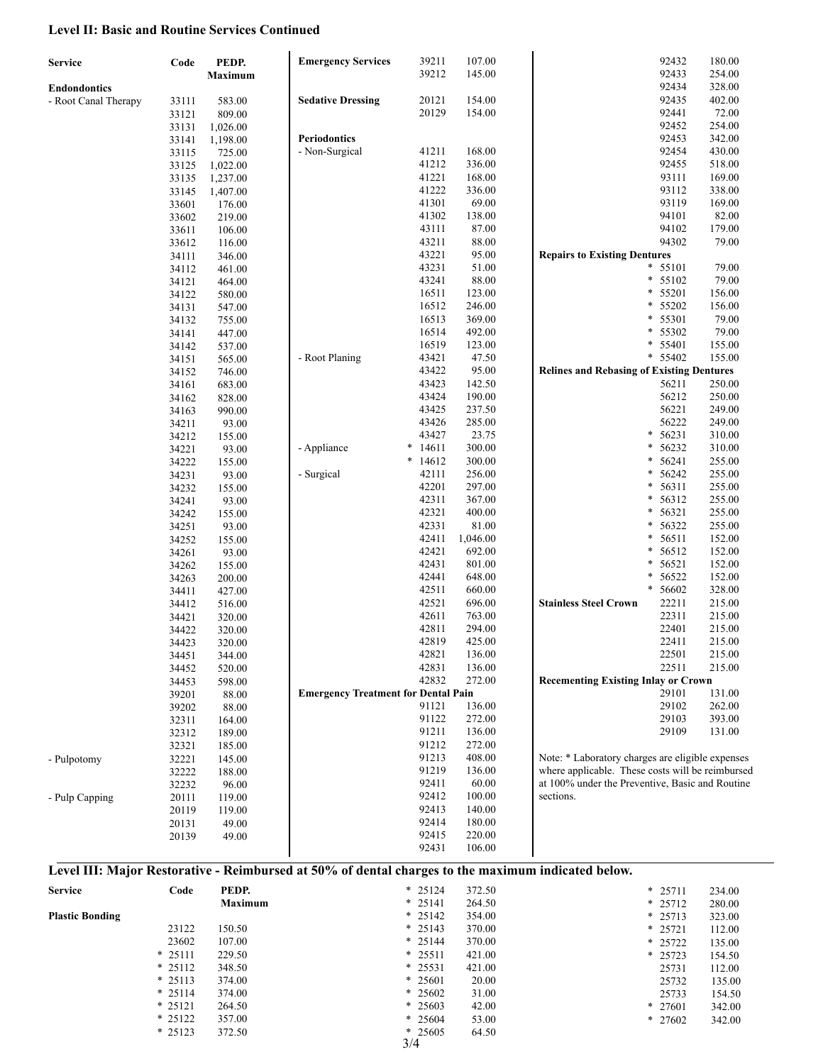## Level II: Basic and Routine Services Continued

| Service | Code | PEDP. Maximum |
|---|---|---|
| **Endondontics** | | |
| - Root Canal Therapy | 33111 | 583.00 |
| | 33121 | 809.00 |
| | 33131 | 1,026.00 |
| | 33141 | 1,198.00 |
| | 33115 | 725.00 |
| | 33125 | 1,022.00 |
| | 33135 | 1,237.00 |
| | 33145 | 1,407.00 |
| | 33601 | 176.00 |
| | 33602 | 219.00 |
| | 33611 | 106.00 |
| | 33612 | 116.00 |
| | 34111 | 346.00 |
| | 34112 | 461.00 |
| | 34121 | 464.00 |
| | 34122 | 580.00 |
| | 34131 | 547.00 |
| | 34132 | 755.00 |
| | 34141 | 447.00 |
| | 34142 | 537.00 |
| | 34151 | 565.00 |
| | 34152 | 746.00 |
| | 34161 | 683.00 |
| | 34162 | 828.00 |
| | 34163 | 990.00 |
| | 34211 | 93.00 |
| | 34212 | 155.00 |
| | 34221 | 93.00 |
| | 34222 | 155.00 |
| | 34231 | 93.00 |
| | 34232 | 155.00 |
| | 34241 | 93.00 |
| | 34242 | 155.00 |
| | 34251 | 93.00 |
| | 34252 | 155.00 |
| | 34261 | 93.00 |
| | 34262 | 155.00 |
| | 34263 | 200.00 |
| | 34411 | 427.00 |
| | 34412 | 516.00 |
| | 34421 | 320.00 |
| | 34422 | 320.00 |
| | 34423 | 320.00 |
| | 34451 | 344.00 |
| | 34452 | 520.00 |
| | 34453 | 598.00 |
| | 39201 | 88.00 |
| | 39202 | 88.00 |
| | 32311 | 164.00 |
| | 32312 | 189.00 |
| | 32321 | 185.00 |
| - Pulpotomy | 32221 | 145.00 |
| | 32222 | 188.00 |
| | 32232 | 96.00 |
| - Pulp Capping | 20111 | 119.00 |
| | 20119 | 119.00 |
| | 20131 | 49.00 |
| | 20139 | 49.00 |
| **Emergency Services** | 39211 | 107.00 |
| | 39212 | 145.00 |
| **Sedative Dressing** | 20121 | 154.00 |
| | 20129 | 154.00 |
| **Periodontics** | | |
| - Non-Surgical | 41211 | 168.00 |
| | 41212 | 336.00 |
| | 41221 | 168.00 |
| | 41222 | 336.00 |
| | 41301 | 69.00 |
| | 41302 | 138.00 |
| | 43111 | 87.00 |
| | 43211 | 88.00 |
| | 43221 | 95.00 |
| | 43231 | 51.00 |
| | 43241 | 88.00 |
| | 16511 | 123.00 |
| | 16512 | 246.00 |
| | 16513 | 369.00 |
| | 16514 | 492.00 |
| | 16519 | 123.00 |
| - Root Planing | 43421 | 47.50 |
| | 43422 | 95.00 |
| | 43423 | 142.50 |
| | 43424 | 190.00 |
| | 43425 | 237.50 |
| | 43426 | 285.00 |
| | 43427 | 23.75 |
| - Appliance | * 14611 | 300.00 |
| | * 14612 | 300.00 |
| - Surgical | 42111 | 256.00 |
| | 42201 | 297.00 |
| | 42311 | 367.00 |
| | 42321 | 400.00 |
| | 42331 | 81.00 |
| | 42411 | 1,046.00 |
| | 42421 | 692.00 |
| | 42431 | 801.00 |
| | 42441 | 648.00 |
| | 42511 | 660.00 |
| | 42521 | 696.00 |
| | 42611 | 763.00 |
| | 42811 | 294.00 |
| | 42819 | 425.00 |
| | 42821 | 136.00 |
| | 42831 | 136.00 |
| | 42832 | 272.00 |
| **Emergency Treatment for Dental Pain** | | |
| | 91121 | 136.00 |
| | 91122 | 272.00 |
| | 91211 | 136.00 |
| | 91212 | 272.00 |
| | 91213 | 408.00 |
| | 91219 | 136.00 |
| | 92411 | 60.00 |
| | 92412 | 100.00 |
| | 92413 | 140.00 |
| | 92414 | 180.00 |
| | 92415 | 220.00 |
| | 92431 | 106.00 |
| | 92432 | 180.00 |
| | 92433 | 254.00 |
| | 92434 | 328.00 |
| | 92435 | 402.00 |
| | 92441 | 72.00 |
| | 92452 | 254.00 |
| | 92453 | 342.00 |
| | 92454 | 430.00 |
| | 92455 | 518.00 |
| | 93111 | 169.00 |
| | 93112 | 338.00 |
| | 93119 | 169.00 |
| | 94101 | 82.00 |
| | 94102 | 179.00 |
| | 94302 | 79.00 |
| **Repairs to Existing Dentures** | | |
| | * 55101 | 79.00 |
| | * 55102 | 79.00 |
| | * 55201 | 156.00 |
| | * 55202 | 156.00 |
| | * 55301 | 79.00 |
| | * 55302 | 79.00 |
| | * 55401 | 155.00 |
| | * 55402 | 155.00 |
| **Relines and Rebasing of Existing Dentures** | | |
| | 56211 | 250.00 |
| | 56212 | 250.00 |
| | 56221 | 249.00 |
| | 56222 | 249.00 |
| | * 56231 | 310.00 |
| | * 56232 | 310.00 |
| | * 56241 | 255.00 |
| | * 56242 | 255.00 |
| | * 56311 | 255.00 |
| | * 56312 | 255.00 |
| | * 56321 | 255.00 |
| | * 56322 | 255.00 |
| | * 56511 | 152.00 |
| | * 56512 | 152.00 |
| | * 56521 | 152.00 |
| | * 56522 | 152.00 |
| | * 56602 | 328.00 |
| **Stainless Steel Crown** | 22211 | 215.00 |
| | 22311 | 215.00 |
| | 22401 | 215.00 |
| | 22411 | 215.00 |
| | 22501 | 215.00 |
| | 22511 | 215.00 |
| **Recementing Existing Inlay or Crown** | | |
| | 29101 | 131.00 |
| | 29102 | 262.00 |
| | 29103 | 393.00 |
| | 29109 | 131.00 |

Note: * Laboratory charges are eligible expenses where applicable. These costs will be reimbursed at 100% under the Preventive, Basic and Routine sections.

## Level III: Major Restorative - Reimbursed at 50% of dental charges to the maximum indicated below.

| Service | Code | PEDP. Maximum |
|---|---|---|
| **Plastic Bonding** | | |
| | 23122 | 150.50 |
| | 23602 | 107.00 |
| | * 25111 | 229.50 |
| | * 25112 | 348.50 |
| | * 25113 | 374.00 |
| | * 25114 | 374.00 |
| | * 25121 | 264.50 |
| | * 25122 | 357.00 |
| | * 25123 | 372.50 |
| | * 25124 | 372.50 |
| | * 25141 | 264.50 |
| | * 25142 | 354.00 |
| | * 25143 | 370.00 |
| | * 25144 | 370.00 |
| | * 25511 | 421.00 |
| | * 25531 | 421.00 |
| | * 25601 | 20.00 |
| | * 25602 | 31.00 |
| | * 25603 | 42.00 |
| | * 25604 | 53.00 |
| | * 25605 | 64.50 |
| | * 25711 | 234.00 |
| | * 25712 | 280.00 |
| | * 25713 | 323.00 |
| | * 25721 | 112.00 |
| | * 25722 | 135.00 |
| | * 25723 | 154.50 |
| | 25731 | 112.00 |
| | 25732 | 135.00 |
| | 25733 | 154.50 |
| | * 27601 | 342.00 |
| | * 27602 | 342.00 |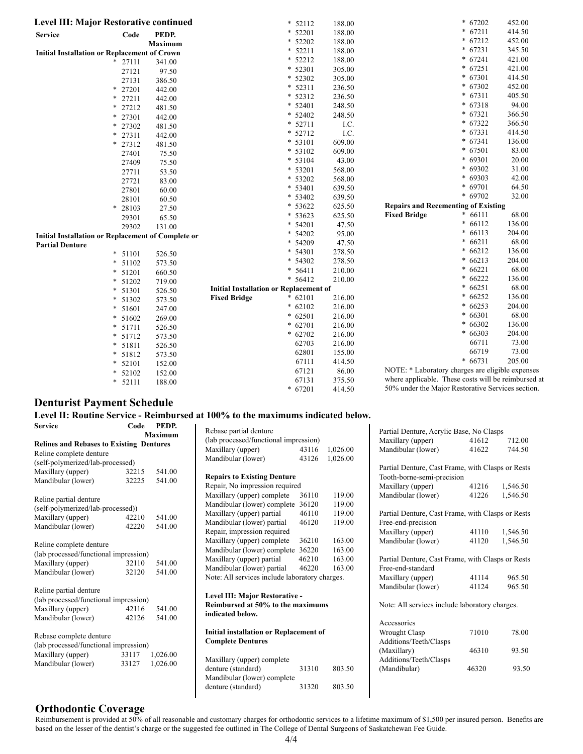## Level III: Major Restorative continued

| Service | Code | PEDP. Maximum |
|---|---|---|
| **Initial Installation or Replacement of Crown** | | |
| | * 27111 | 341.00 |
| | 27121 | 97.50 |
| | 27131 | 386.50 |
| | * 27201 | 442.00 |
| | * 27211 | 442.00 |
| | * 27212 | 481.50 |
| | * 27301 | 442.00 |
| | * 27302 | 481.50 |
| | * 27311 | 442.00 |
| | * 27312 | 481.50 |
| | 27401 | 75.50 |
| | 27409 | 75.50 |
| | 27711 | 53.50 |
| | 27721 | 83.00 |
| | 27801 | 60.00 |
| | 28101 | 60.50 |
| | * 28103 | 27.50 |
| | 29301 | 65.50 |
| | 29302 | 131.00 |
| **Initial Installation or Replacement of Complete or Partial Denture** | | |
| | * 51101 | 526.50 |
| | * 51102 | 573.50 |
| | * 51201 | 660.50 |
| | * 51202 | 719.00 |
| | * 51301 | 526.50 |
| | * 51302 | 573.50 |
| | * 51601 | 247.00 |
| | * 51602 | 269.00 |
| | * 51711 | 526.50 |
| | * 51712 | 573.50 |
| | * 51811 | 526.50 |
| | * 51812 | 573.50 |
| | * 52101 | 152.00 |
| | * 52102 | 152.00 |
| | * 52111 | 188.00 |
| | * 52112 | 188.00 |
| | * 52201 | 188.00 |
| | * 52202 | 188.00 |
| | * 52211 | 188.00 |
| | * 52212 | 188.00 |
| | * 52301 | 305.00 |
| | * 52302 | 305.00 |
| | * 52311 | 236.50 |
| | * 52312 | 236.50 |
| | * 52401 | 248.50 |
| | * 52402 | 248.50 |
| | * 52711 | I.C. |
| | * 52712 | I.C. |
| | * 53101 | 609.00 |
| | * 53102 | 609.00 |
| | * 53104 | 43.00 |
| | * 53201 | 568.00 |
| | * 53202 | 568.00 |
| | * 53401 | 639.50 |
| | * 53402 | 639.50 |
| | * 53622 | 625.50 |
| | * 53623 | 625.50 |
| | * 54201 | 47.50 |
| | * 54202 | 95.00 |
| | * 54209 | 47.50 |
| | * 54301 | 278.50 |
| | * 54302 | 278.50 |
| | * 56411 | 210.00 |
| | * 56412 | 210.00 |
| **Initial Installation or Replacement of Fixed Bridge** | * 62101 | 216.00 |
| | * 62102 | 216.00 |
| | * 62501 | 216.00 |
| | * 62701 | 216.00 |
| | * 62702 | 216.00 |
| | 62703 | 216.00 |
| | 62801 | 155.00 |
| | 67111 | 414.50 |
| | 67121 | 86.00 |
| | 67131 | 375.50 |
| | * 67201 | 414.50 |
| | * 67202 | 452.00 |
| | * 67211 | 414.50 |
| | * 67212 | 452.00 |
| | * 67231 | 345.50 |
| | * 67241 | 421.00 |
| | * 67251 | 421.00 |
| | * 67301 | 414.50 |
| | * 67302 | 452.00 |
| | * 67311 | 405.50 |
| | * 67318 | 94.00 |
| | * 67321 | 366.50 |
| | * 67322 | 366.50 |
| | * 67331 | 414.50 |
| | * 67341 | 136.00 |
| | * 67501 | 83.00 |
| | * 69301 | 20.00 |
| | * 69302 | 31.00 |
| | * 69303 | 42.00 |
| | * 69701 | 64.50 |
| | * 69702 | 32.00 |
| **Repairs and Recementing of Existing Fixed Bridge** | * 66111 | 68.00 |
| | * 66112 | 136.00 |
| | * 66113 | 204.00 |
| | * 66211 | 68.00 |
| | * 66212 | 136.00 |
| | * 66213 | 204.00 |
| | * 66221 | 68.00 |
| | * 66222 | 136.00 |
| | * 66251 | 68.00 |
| | * 66252 | 136.00 |
| | * 66253 | 204.00 |
| | * 66301 | 68.00 |
| | * 66302 | 136.00 |
| | * 66303 | 204.00 |
| | 66711 | 73.00 |
| | 66719 | 73.00 |
| | * 66731 | 205.00 |

NOTE: * Laboratory charges are eligible expenses where applicable. These costs will be reimbursed at 50% under the Major Restorative Services section.

## Denturist Payment Schedule

### Level II: Routine Service - Reimbursed at 100% to the maximums indicated below.

| Service | Code | PEDP. Maximum |
|---|---|---|
| **Relines and Rebases to Existing Dentures** | | |
| Reline complete denture (self-polymerized/lab-processed) | | |
| Maxillary (upper) | 32215 | 541.00 |
| Mandibular (lower) | 32225 | 541.00 |
| Reline partial denture (self-polymerized/lab-processed)) | | |
| Maxillary (upper) | 42210 | 541.00 |
| Mandibular (lower) | 42220 | 541.00 |
| Reline complete denture (lab processed/functional impression) | | |
| Maxillary (upper) | 32110 | 541.00 |
| Mandibular (lower) | 32120 | 541.00 |
| Reline partial denture (lab processed/functional impression) | | |
| Maxillary (upper) | 42116 | 541.00 |
| Mandibular (lower) | 42126 | 541.00 |
| Rebase complete denture (lab processed/functional impression) | | |
| Maxillary (upper) | 33117 | 1,026.00 |
| Mandibular (lower) | 33127 | 1,026.00 |
| Rebase partial denture (lab processed/functional impression) | | |
| Maxillary (upper) | 43116 | 1,026.00 |
| Mandibular (lower) | 43126 | 1,026.00 |
| **Repairs to Existing Denture** | | |
| Repair, No impression required | | |
| Maxillary (upper) complete | 36110 | 119.00 |
| Mandibular (lower) complete | 36120 | 119.00 |
| Maxillary (upper) partial | 46110 | 119.00 |
| Mandibular (lower) partial | 46120 | 119.00 |
| Repair, impression required | | |
| Maxillary (upper) complete | 36210 | 163.00 |
| Mandibular (lower) complete | 36220 | 163.00 |
| Maxillary (upper) partial | 46210 | 163.00 |
| Mandibular (lower) partial | 46220 | 163.00 |

Note: All services include laboratory charges.

### Level III: Major Restorative - Reimbursed at 50% to the maximums indicated below.

| Service | Code | PEDP. Maximum |
|---|---|---|
| **Initial installation or Replacement of Complete Dentures** | | |
| Maxillary (upper) complete denture (standard) | 31310 | 803.50 |
| Mandibular (lower) complete denture (standard) | 31320 | 803.50 |
| Partial Denture, Acrylic Base, No Clasps | | |
| Maxillary (upper) | 41612 | 712.00 |
| Mandibular (lower) | 41622 | 744.50 |
| Partial Denture, Cast Frame, with Clasps or Rests Tooth-borne-semi-precision | | |
| Maxillary (upper) | 41216 | 1,546.50 |
| Mandibular (lower) | 41226 | 1,546.50 |
| Partial Denture, Cast Frame, with Clasps or Rests Free-end-precision | | |
| Maxillary (upper) | 41110 | 1,546.50 |
| Mandibular (lower) | 41120 | 1,546.50 |
| Partial Denture, Cast Frame, with Clasps or Rests Free-end-standard | | |
| Maxillary (upper) | 41114 | 965.50 |
| Mandibular (lower) | 41124 | 965.50 |

Note: All services include laboratory charges.

| Accessories | Code | PEDP. Maximum |
|---|---|---|
| Wrought Clasp | 71010 | 78.00 |
| Additions/Teeth/Clasps (Maxillary) | 46310 | 93.50 |
| Additions/Teeth/Clasps (Mandibular) | 46320 | 93.50 |

## Orthodontic Coverage

Reimbursement is provided at 50% of all reasonable and customary charges for orthodontic services to a lifetime maximum of $1,500 per insured person. Benefits are based on the lesser of the dentist's charge or the suggested fee outlined in The College of Dental Surgeons of Saskatchewan Fee Guide.